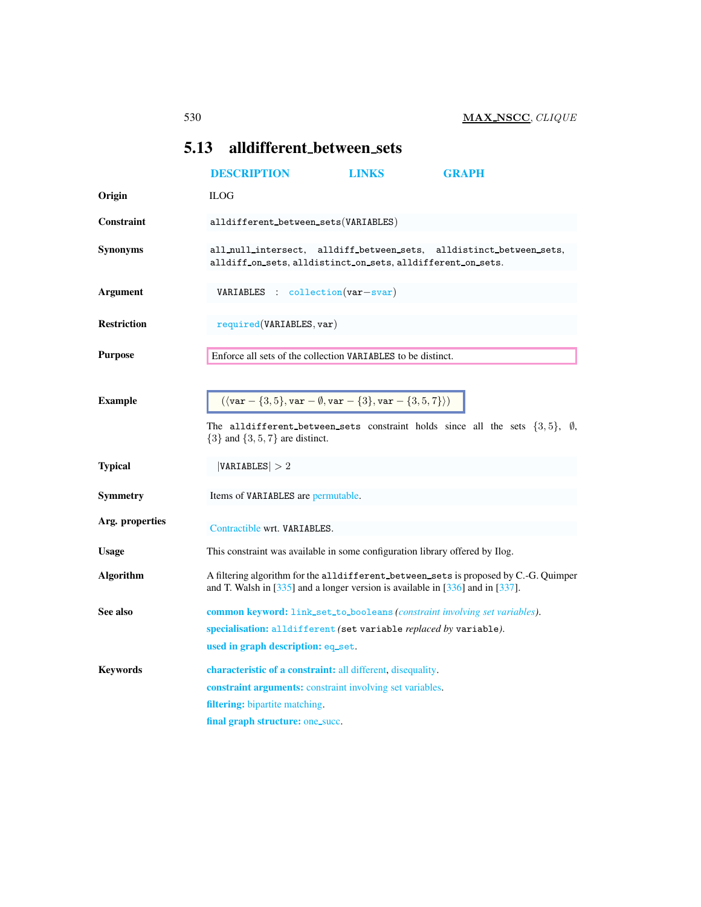## 5.13 alldifferent_between_sets

DESCRIPTION LINKS GRAPH

**Origin** ILOG

**Constraint** alldifferent_between_sets(VARIABLES)

**Synonyms** all_null_intersect, alldiff_between_sets, alldistinct_between_sets, alldiff_on_sets, alldistinct_on_sets, alldifferent_on_sets.

**Argument** VARIABLES : collection(var−svar)

**Restriction** required(VARIABLES, var)

**Purpose** Enforce all sets of the collection VARIABLES to be distinct.

**Example** $(\langle \texttt{var} - \{3,5\}, \texttt{var} - \emptyset, \texttt{var} - \{3\}, \texttt{var} - \{3,5,7\} \rangle)$

The alldifferent_between_sets constraint holds since all the sets $\{3,5\}$, $\emptyset$, $\{3\}$ and $\{3,5,7\}$ are distinct.

**Typical** $|\texttt{VARIABLES}| > 2$

**Symmetry** Items of VARIABLES are permutable.

**Arg. properties** Contractible wrt. VARIABLES.

**Usage** This constraint was available in some configuration library offered by Ilog.

**Algorithm** A filtering algorithm for the alldifferent_between_sets is proposed by C.-G. Quimper and T. Walsh in [335] and a longer version is available in [336] and in [337].

**See also**
**common keyword:** link_set_to_booleans *(constraint involving set variables)*.
**specialisation:** alldifferent *(*set variable *replaced by* variable*)*.
**used in graph description:** eq_set.

**Keywords**
**characteristic of a constraint:** all different, disequality.
**constraint arguments:** constraint involving set variables.
**filtering:** bipartite matching.
**final graph structure:** one_succ.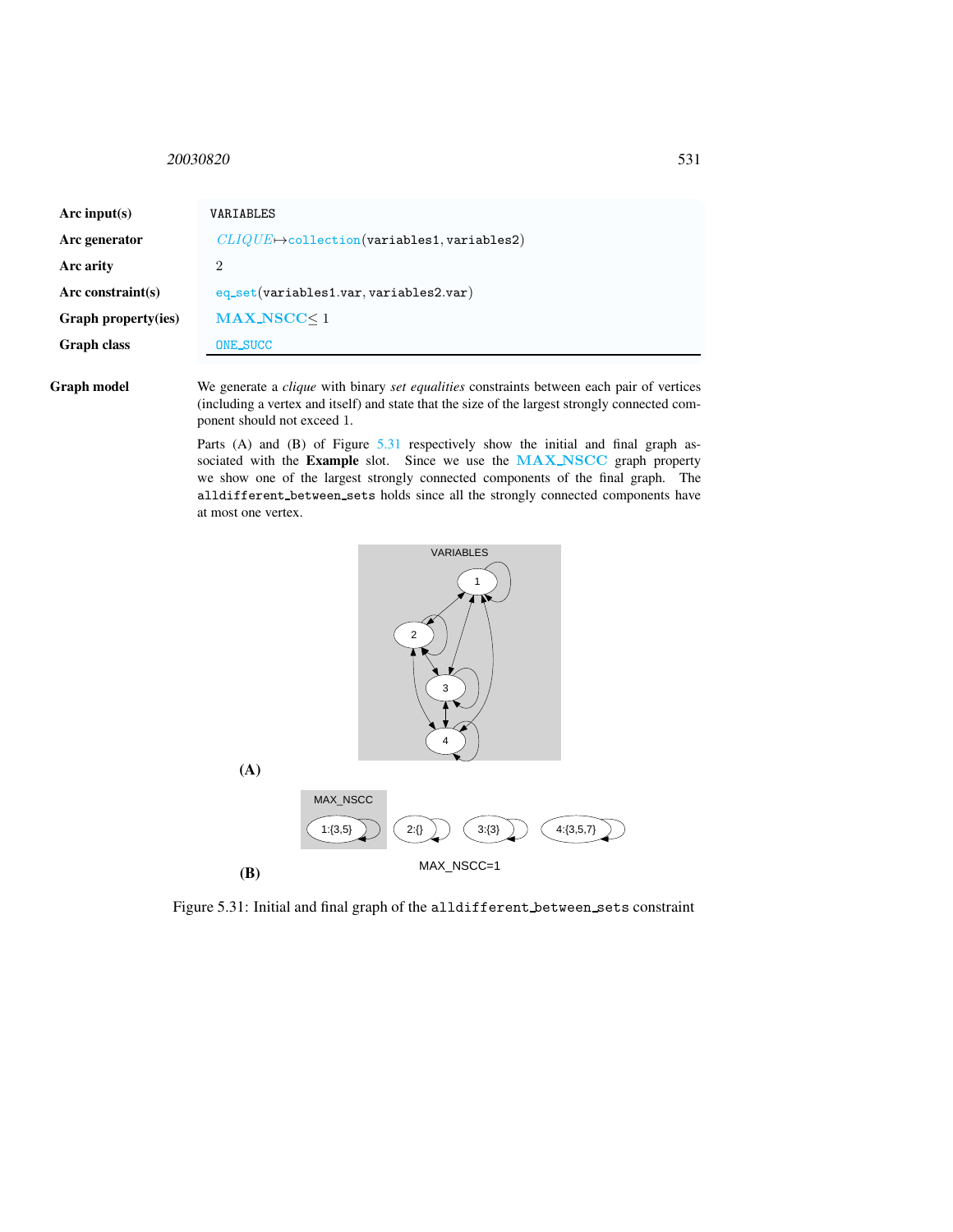| | |
|---|---|
| **Arc input(s)** | VARIABLES |
| **Arc generator** | *CLIQUE*↦collection(variables1, variables2) |
| **Arc arity** | 2 |
| **Arc constraint(s)** | eq_set(variables1.var, variables2.var) |
| **Graph property(ies)** | **MAX_NSCC** ≤ 1 |
| **Graph class** | ONE_SUCC |

**Graph model** We generate a *clique* with binary *set equalities* constraints between each pair of vertices (including a vertex and itself) and state that the size of the largest strongly connected component should not exceed 1.

Parts (A) and (B) of Figure 5.31 respectively show the initial and final graph associated with the **Example** slot. Since we use the **MAX_NSCC** graph property we show one of the largest strongly connected components of the final graph. The `alldifferent_between_sets` holds since all the strongly connected components have at most one vertex.

VARIABLES

1

2

3

4

**(A)**

MAX_NSCC

1:{3,5}

2:{}

3:{3}

4:{3,5,7}

MAX_NSCC=1

**(B)**

Figure 5.31: Initial and final graph of the `alldifferent_between_sets` constraint